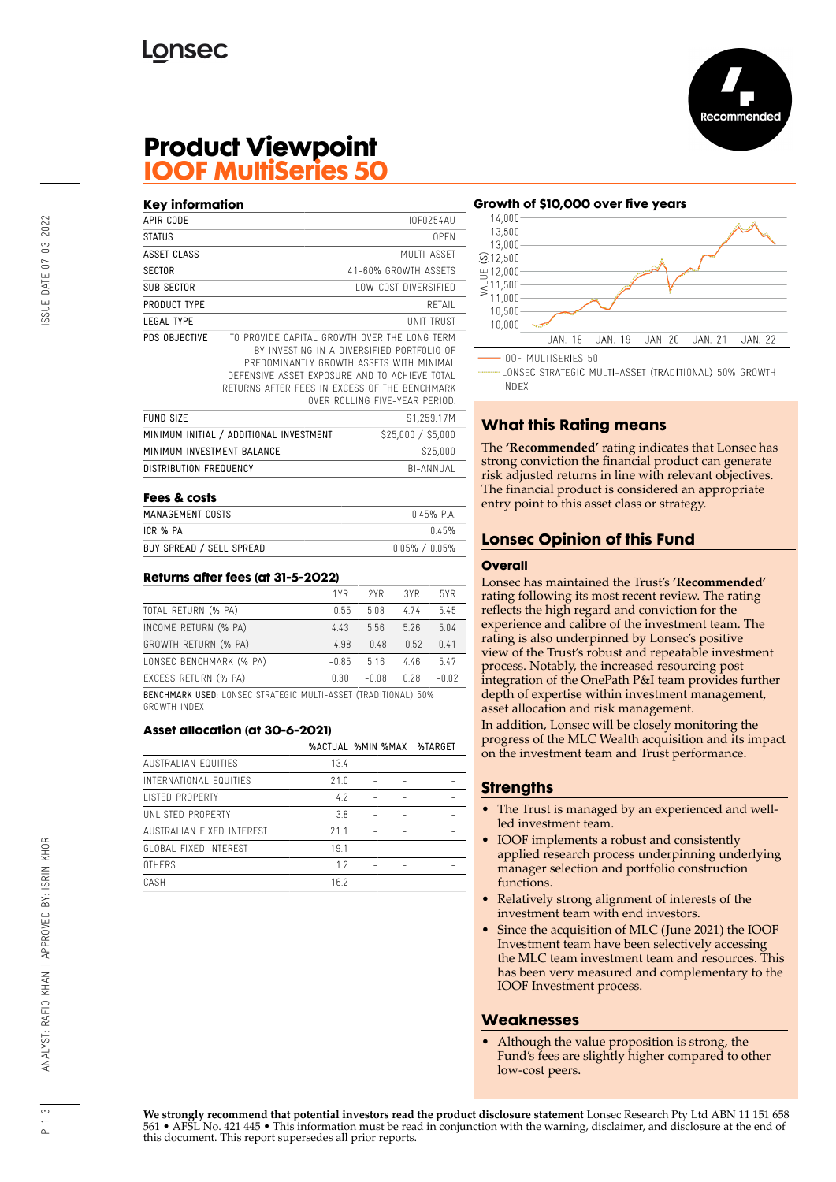# Product Viewpoint
## IOOF MultiSeries 50

Recommended

### Key information

| | |
|---|---|
| APIR CODE | IOF0254AU |
| STATUS | OPEN |
| ASSET CLASS | MULTI-ASSET |
| SECTOR | 41-60% GROWTH ASSETS |
| SUB SECTOR | LOW-COST DIVERSIFIED |
| PRODUCT TYPE | RETAIL |
| LEGAL TYPE | UNIT TRUST |
| PDS OBJECTIVE | TO PROVIDE CAPITAL GROWTH OVER THE LONG TERM BY INVESTING IN A DIVERSIFIED PORTFOLIO OF PREDOMINANTLY GROWTH ASSETS WITH MINIMAL DEFENSIVE ASSET EXPOSURE AND TO ACHIEVE TOTAL RETURNS AFTER FEES IN EXCESS OF THE BENCHMARK OVER ROLLING FIVE-YEAR PERIOD. |
| FUND SIZE | $1,259.17M |
| MINIMUM INITIAL / ADDITIONAL INVESTMENT | $25,000 / $5,000 |
| MINIMUM INVESTMENT BALANCE | $25,000 |
| DISTRIBUTION FREQUENCY | BI-ANNUAL |

### Fees & costs

| | |
|---|---|
| MANAGEMENT COSTS | 0.45% P.A. |
| ICR % PA | 0.45% |
| BUY SPREAD / SELL SPREAD | 0.05% / 0.05% |

### Returns after fees (at 31-5-2022)

| | 1YR | 2YR | 3YR | 5YR |
|---|---|---|---|---|
| TOTAL RETURN (% PA) | -0.55 | 5.08 | 4.74 | 5.45 |
| INCOME RETURN (% PA) | 4.43 | 5.56 | 5.26 | 5.04 |
| GROWTH RETURN (% PA) | -4.98 | -0.48 | -0.52 | 0.41 |
| LONSEC BENCHMARK (% PA) | -0.85 | 5.16 | 4.46 | 5.47 |
| EXCESS RETURN (% PA) | 0.30 | -0.08 | 0.28 | -0.02 |

BENCHMARK USED: LONSEC STRATEGIC MULTI-ASSET (TRADITIONAL) 50% GROWTH INDEX

### Asset allocation (at 30-6-2021)

| | %ACTUAL | %MIN | %MAX | %TARGET |
|---|---|---|---|---|
| AUSTRALIAN EQUITIES | 13.4 | - | - | - |
| INTERNATIONAL EQUITIES | 21.0 | - | - | - |
| LISTED PROPERTY | 4.2 | - | - | - |
| UNLISTED PROPERTY | 3.8 | - | - | - |
| AUSTRALIAN FIXED INTEREST | 21.1 | - | - | - |
| GLOBAL FIXED INTEREST | 19.1 | - | - | - |
| OTHERS | 1.2 | - | - | - |
| CASH | 16.2 | - | - | - |

### Growth of $10,000 over five years

IOOF MULTISERIES 50

LONSEC STRATEGIC MULTI-ASSET (TRADITIONAL) 50% GROWTH INDEX

## What this Rating means

The **'Recommended'** rating indicates that Lonsec has strong conviction the financial product can generate risk adjusted returns in line with relevant objectives. The financial product is considered an appropriate entry point to this asset class or strategy.

## Lonsec Opinion of this Fund

### Overall

Lonsec has maintained the Trust's **'Recommended'** rating following its most recent review. The rating reflects the high regard and conviction for the experience and calibre of the investment team. The rating is also underpinned by Lonsec's positive view of the Trust's robust and repeatable investment process. Notably, the increased resourcing post integration of the OnePath P&I team provides further depth of expertise within investment management, asset allocation and risk management.

In addition, Lonsec will be closely monitoring the progress of the MLC Wealth acquisition and its impact on the investment team and Trust performance.

## Strengths

- The Trust is managed by an experienced and well-led investment team.
- IOOF implements a robust and consistently applied research process underpinning underlying manager selection and portfolio construction functions.
- Relatively strong alignment of interests of the investment team with end investors.
- Since the acquisition of MLC (June 2021) the IOOF Investment team have been selectively accessing the MLC team investment team and resources. This has been very measured and complementary to the IOOF Investment process.

## Weaknesses

- Although the value proposition is strong, the Fund's fees are slightly higher compared to other low-cost peers.

**We strongly recommend that potential investors read the product disclosure statement** Lonsec Research Pty Ltd ABN 11 151 658 561 • AFSL No. 421 445 • This information must be read in conjunction with the warning, disclaimer, and disclosure at the end of this document. This report supersedes all prior reports.

ISSUE DATE 07-03-2022

ANALYST: RAFIQ KHAN | APPROVED BY: ISRIN KHOR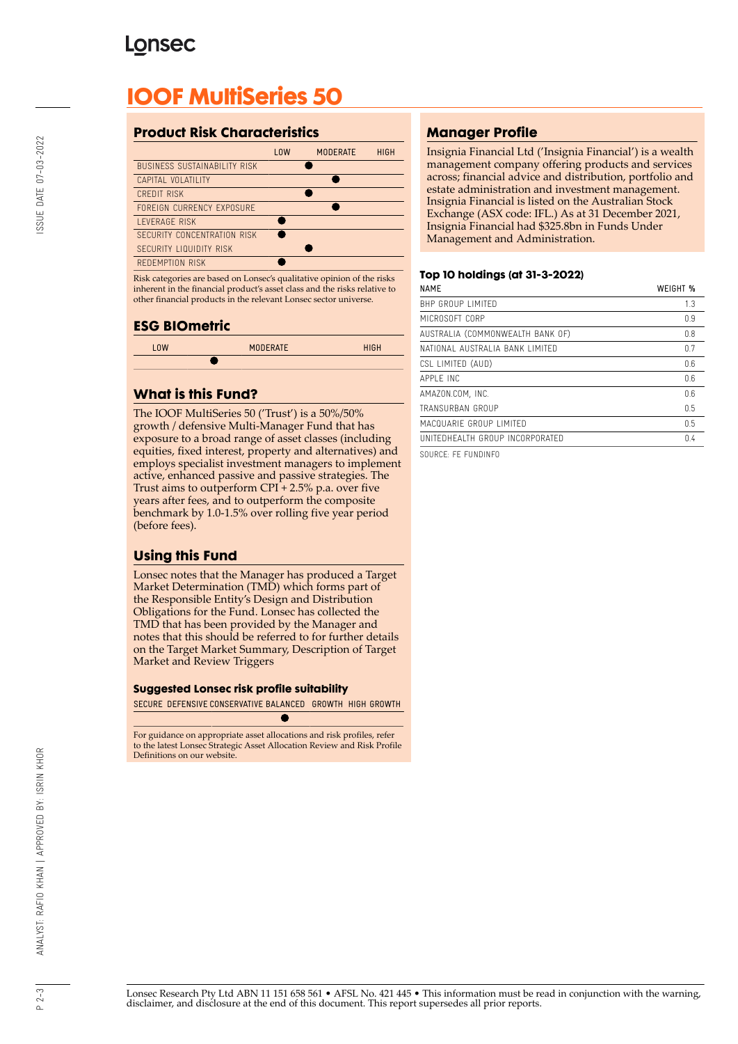# IOOF MultiSeries 50

## Product Risk Characteristics

| | LOW | MODERATE | HIGH |
|---|---|---|---|
| BUSINESS SUSTAINABILITY RISK | | ● | |
| CAPITAL VOLATILITY | | ● | |
| CREDIT RISK | | ● | |
| FOREIGN CURRENCY EXPOSURE | | ● | |
| LEVERAGE RISK | ● | | |
| SECURITY CONCENTRATION RISK | ● | | |
| SECURITY LIQUIDITY RISK | | ● | |
| REDEMPTION RISK | ● | | |

Risk categories are based on Lonsec's qualitative opinion of the risks inherent in the financial product's asset class and the risks relative to other financial products in the relevant Lonsec sector universe.

## ESG BIOmetric

| LOW | MODERATE | HIGH |
|---|---|---|
| ● | | |

## What is this Fund?

The IOOF MultiSeries 50 ('Trust') is a 50%/50% growth / defensive Multi-Manager Fund that has exposure to a broad range of asset classes (including equities, fixed interest, property and alternatives) and employs specialist investment managers to implement active, enhanced passive and passive strategies. The Trust aims to outperform CPI + 2.5% p.a. over five years after fees, and to outperform the composite benchmark by 1.0-1.5% over rolling five year period (before fees).

## Using this Fund

Lonsec notes that the Manager has produced a Target Market Determination (TMD) which forms part of the Responsible Entity's Design and Distribution Obligations for the Fund. Lonsec has collected the TMD that has been provided by the Manager and notes that this should be referred to for further details on the Target Market Summary, Description of Target Market and Review Triggers

### Suggested Lonsec risk profile suitability

| SECURE | DEFENSIVE | CONSERVATIVE | BALANCED | GROWTH | HIGH GROWTH |
|---|---|---|---|---|---|
| | | | ● | | |

For guidance on appropriate asset allocations and risk profiles, refer to the latest Lonsec Strategic Asset Allocation Review and Risk Profile Definitions on our website.

## Manager Profile

Insignia Financial Ltd ('Insignia Financial') is a wealth management company offering products and services across; financial advice and distribution, portfolio and estate administration and investment management. Insignia Financial is listed on the Australian Stock Exchange (ASX code: IFL.) As at 31 December 2021, Insignia Financial had $325.8bn in Funds Under Management and Administration.

### Top 10 holdings (at 31-3-2022)

| NAME | WEIGHT % |
|---|---|
| BHP GROUP LIMITED | 1.3 |
| MICROSOFT CORP | 0.9 |
| AUSTRALIA (COMMONWEALTH BANK OF) | 0.8 |
| NATIONAL AUSTRALIA BANK LIMITED | 0.7 |
| CSL LIMITED (AUD) | 0.6 |
| APPLE INC | 0.6 |
| AMAZON.COM, INC. | 0.6 |
| TRANSURBAN GROUP | 0.5 |
| MACQUARIE GROUP LIMITED | 0.5 |
| UNITEDHEALTH GROUP INCORPORATED | 0.4 |

SOURCE: FE FUNDINFO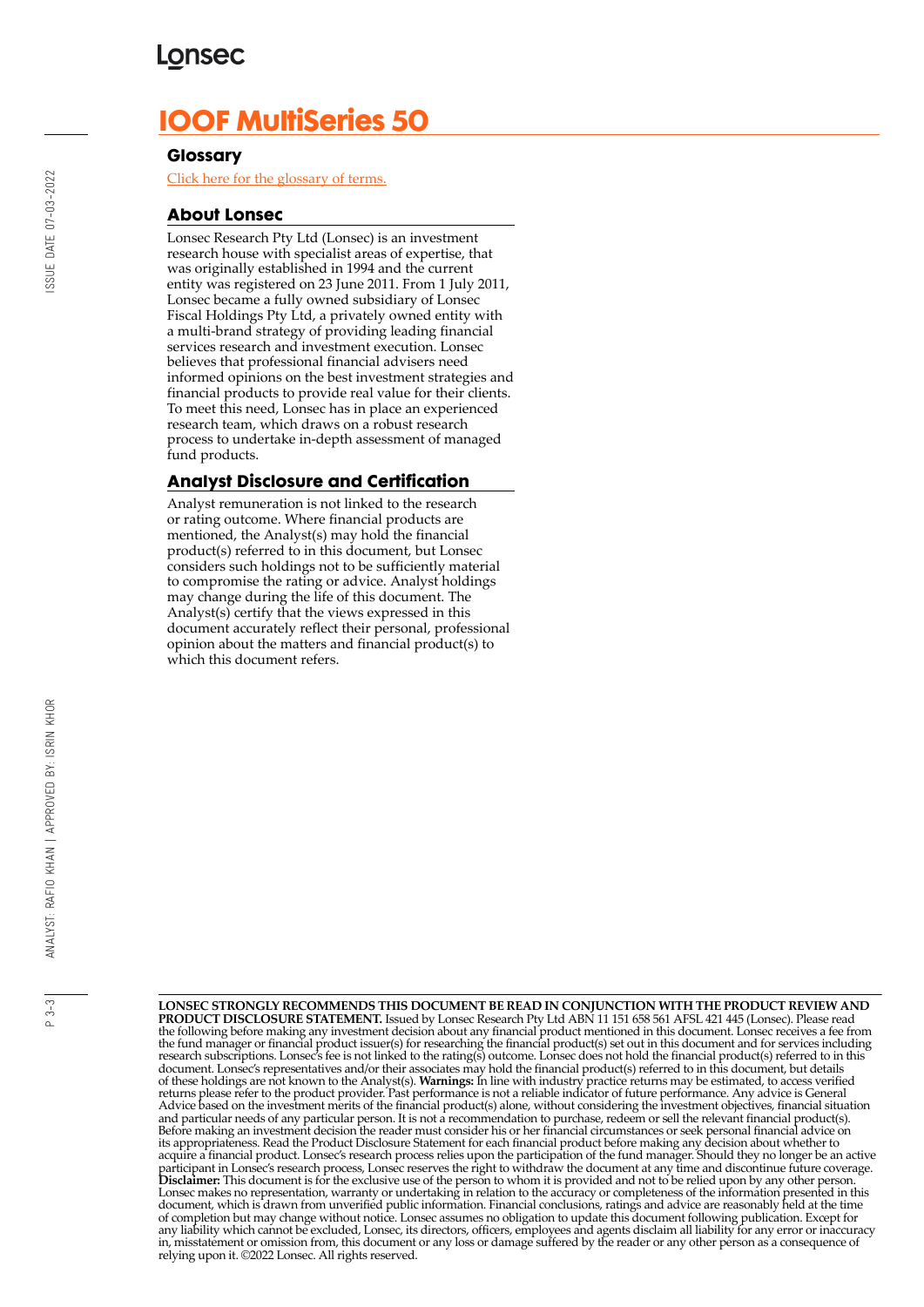# IOOF MultiSeries 50

## Glossary

Click here for the glossary of terms.

## About Lonsec

Lonsec Research Pty Ltd (Lonsec) is an investment research house with specialist areas of expertise, that was originally established in 1994 and the current entity was registered on 23 June 2011. From 1 July 2011, Lonsec became a fully owned subsidiary of Lonsec Fiscal Holdings Pty Ltd, a privately owned entity with a multi-brand strategy of providing leading financial services research and investment execution. Lonsec believes that professional financial advisers need informed opinions on the best investment strategies and financial products to provide real value for their clients. To meet this need, Lonsec has in place an experienced research team, which draws on a robust research process to undertake in-depth assessment of managed fund products.

## Analyst Disclosure and Certification

Analyst remuneration is not linked to the research or rating outcome. Where financial products are mentioned, the Analyst(s) may hold the financial product(s) referred to in this document, but Lonsec considers such holdings not to be sufficiently material to compromise the rating or advice. Analyst holdings may change during the life of this document. The Analyst(s) certify that the views expressed in this document accurately reflect their personal, professional opinion about the matters and financial product(s) to which this document refers.

**LONSEC STRONGLY RECOMMENDS THIS DOCUMENT BE READ IN CONJUNCTION WITH THE PRODUCT REVIEW AND PRODUCT DISCLOSURE STATEMENT.** Issued by Lonsec Research Pty Ltd ABN 11 151 658 561 AFSL 421 445 (Lonsec). Please read the following before making any investment decision about any financial product mentioned in this document. Lonsec receives a fee from the fund manager or financial product issuer(s) for researching the financial product(s) set out in this document and for services including research subscriptions. Lonsec's fee is not linked to the rating(s) outcome. Lonsec does not hold the financial product(s) referred to in this document. Lonsec's representatives and/or their associates may hold the financial product(s) referred to in this document, but details of these holdings are not known to the Analyst(s). **Warnings:** In line with industry practice returns may be estimated, to access verified returns please refer to the product provider. Past performance is not a reliable indicator of future performance. Any advice is General Advice based on the investment merits of the financial product(s) alone, without considering the investment objectives, financial situation and particular needs of any particular person. It is not a recommendation to purchase, redeem or sell the relevant financial product(s). Before making an investment decision the reader must consider his or her financial circumstances or seek personal financial advice on its appropriateness. Read the Product Disclosure Statement for each financial product before making any decision about whether to acquire a financial product. Lonsec's research process relies upon the participation of the fund manager. Should they no longer be an active participant in Lonsec's research process, Lonsec reserves the right to withdraw the document at any time and discontinue future coverage. **Disclaimer:** This document is for the exclusive use of the person to whom it is provided and not to be relied upon by any other person. Lonsec makes no representation, warranty or undertaking in relation to the accuracy or completeness of the information presented in this document, which is drawn from unverified public information. Financial conclusions, ratings and advice are reasonably held at the time of completion but may change without notice. Lonsec assumes no obligation to update this document following publication. Except for any liability which cannot be excluded, Lonsec, its directors, officers, employees and agents disclaim all liability for any error or inaccuracy in, misstatement or omission from, this document or any loss or damage suffered by the reader or any other person as a consequence of relying upon it. ©2022 Lonsec. All rights reserved.